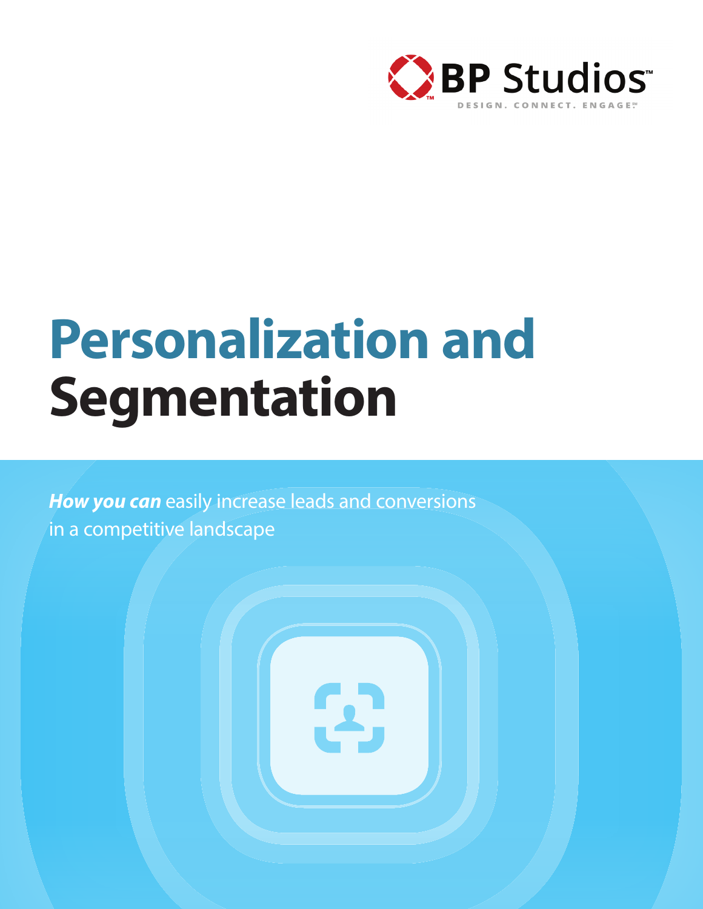BP Studios™

DESIGN. CONNECT. ENGAGE.℠

# Personalization and Segmentation

***How you can*** easily increase leads and conversions in a competitive landscape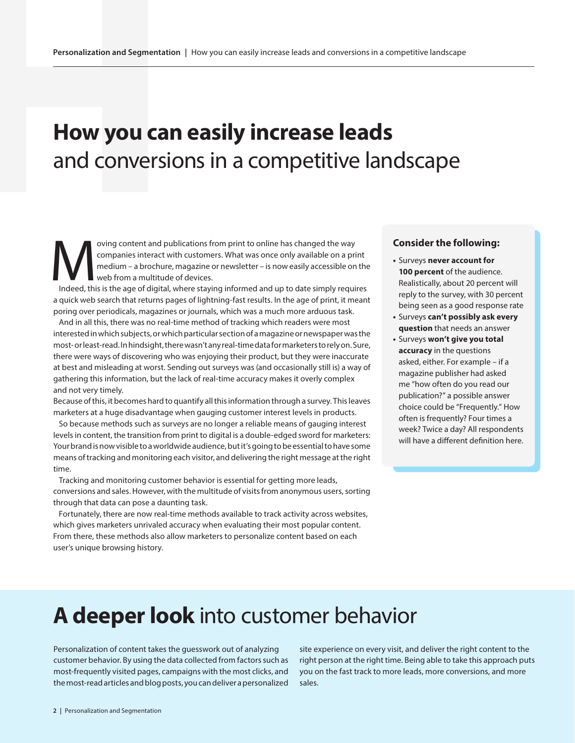# **How you can easily increase leads** and conversions in a competitive landscape

Moving content and publications from print to online has changed the way companies interact with customers. What was once only available on a print medium – a brochure, magazine or newsletter – is now easily accessible on the web from a multitude of devices.

Indeed, this is the age of digital, where staying informed and up to date simply requires a quick web search that returns pages of lightning-fast results. In the age of print, it meant poring over periodicals, magazines or journals, which was a much more arduous task.

And in all this, there was no real-time method of tracking which readers were most interested in which subjects, or which particular section of a magazine or newspaper was the most- or least-read. In hindsight, there wasn't any real-time data for marketers to rely on. Sure, there were ways of discovering who was enjoying their product, but they were inaccurate at best and misleading at worst. Sending out surveys was (and occasionally still is) a way of gathering this information, but the lack of real-time accuracy makes it overly complex and not very timely.

Because of this, it becomes hard to quantify all this information through a survey. This leaves marketers at a huge disadvantage when gauging customer interest levels in products.

So because methods such as surveys are no longer a reliable means of gauging interest levels in content, the transition from print to digital is a double-edged sword for marketers: Your brand is now visible to a worldwide audience, but it's going to be essential to have some means of tracking and monitoring each visitor, and delivering the right message at the right time.

Tracking and monitoring customer behavior is essential for getting more leads, conversions and sales. However, with the multitude of visits from anonymous users, sorting through that data can pose a daunting task.

Fortunately, there are now real-time methods available to track activity across websites, which gives marketers unrivaled accuracy when evaluating their most popular content. From there, these methods also allow marketers to personalize content based on each user's unique browsing history.

### Consider the following:

- Surveys **never account for 100 percent** of the audience. Realistically, about 20 percent will reply to the survey, with 30 percent being seen as a good response rate
- Surveys **can't possibly ask every question** that needs an answer
- Surveys **won't give you total accuracy** in the questions asked, either. For example – if a magazine publisher had asked me "how often do you read our publication?" a possible answer choice could be "Frequently." How often is frequently? Four times a week? Twice a day? All respondents will have a different definition here.

## **A deeper look** into customer behavior

Personalization of content takes the guesswork out of analyzing customer behavior. By using the data collected from factors such as most-frequently visited pages, campaigns with the most clicks, and the most-read articles and blog posts, you can deliver a personalized site experience on every visit, and deliver the right content to the right person at the right time. Being able to take this approach puts you on the fast track to more leads, more conversions, and more sales.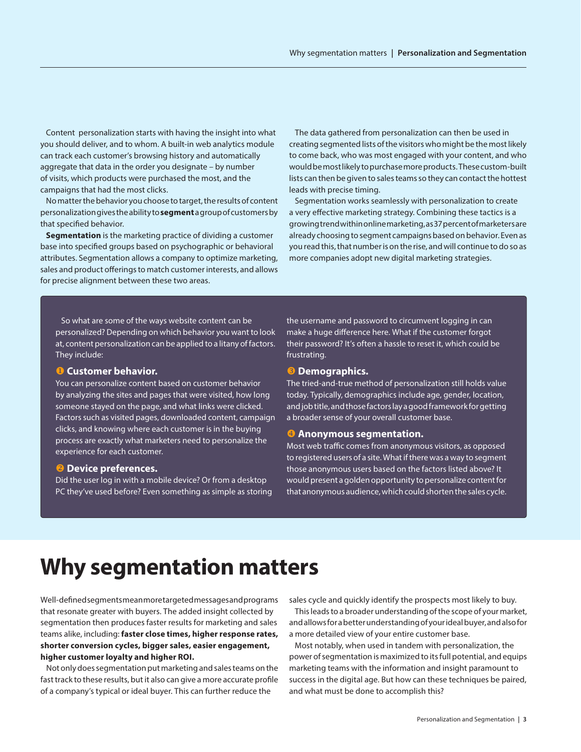Content personalization starts with having the insight into what you should deliver, and to whom. A built-in web analytics module can track each customer's browsing history and automatically aggregate that data in the order you designate – by number of visits, which products were purchased the most, and the campaigns that had the most clicks.

No matter the behavior you choose to target, the results of content personalization gives the ability to **segment** a group of customers by that specified behavior.

**Segmentation** is the marketing practice of dividing a customer base into specified groups based on psychographic or behavioral attributes. Segmentation allows a company to optimize marketing, sales and product offerings to match customer interests, and allows for precise alignment between these two areas.

The data gathered from personalization can then be used in creating segmented lists of the visitors who might be the most likely to come back, who was most engaged with your content, and who would be most likely to purchase more products. These custom-built lists can then be given to sales teams so they can contact the hottest leads with precise timing.

Segmentation works seamlessly with personalization to create a very effective marketing strategy. Combining these tactics is a growing trend within online marketing, as 37 percent of marketers are already choosing to segment campaigns based on behavior. Even as you read this, that number is on the rise, and will continue to do so as more companies adopt new digital marketing strategies.

So what are some of the ways website content can be personalized? Depending on which behavior you want to look at, content personalization can be applied to a litany of factors. They include:

### ❶ Customer behavior.

You can personalize content based on customer behavior by analyzing the sites and pages that were visited, how long someone stayed on the page, and what links were clicked. Factors such as visited pages, downloaded content, campaign clicks, and knowing where each customer is in the buying process are exactly what marketers need to personalize the experience for each customer.

### ❷ Device preferences.

Did the user log in with a mobile device? Or from a desktop PC they've used before? Even something as simple as storing the username and password to circumvent logging in can make a huge difference here. What if the customer forgot their password? It's often a hassle to reset it, which could be frustrating.

### ❸ Demographics.

The tried-and-true method of personalization still holds value today. Typically, demographics include age, gender, location, and job title, and those factors lay a good framework for getting a broader sense of your overall customer base.

### ❹ Anonymous segmentation.

Most web traffic comes from anonymous visitors, as opposed to registered users of a site. What if there was a way to segment those anonymous users based on the factors listed above? It would present a golden opportunity to personalize content for that anonymous audience, which could shorten the sales cycle.

# Why segmentation matters

Well-defined segments mean more targeted messages and programs that resonate greater with buyers. The added insight collected by segmentation then produces faster results for marketing and sales teams alike, including: **faster close times, higher response rates, shorter conversion cycles, bigger sales, easier engagement, higher customer loyalty and higher ROI.**

Not only does segmentation put marketing and sales teams on the fast track to these results, but it also can give a more accurate profile of a company's typical or ideal buyer. This can further reduce the sales cycle and quickly identify the prospects most likely to buy.

This leads to a broader understanding of the scope of your market, and allows for a better understanding of your ideal buyer, and also for a more detailed view of your entire customer base.

Most notably, when used in tandem with personalization, the power of segmentation is maximized to its full potential, and equips marketing teams with the information and insight paramount to success in the digital age. But how can these techniques be paired, and what must be done to accomplish this?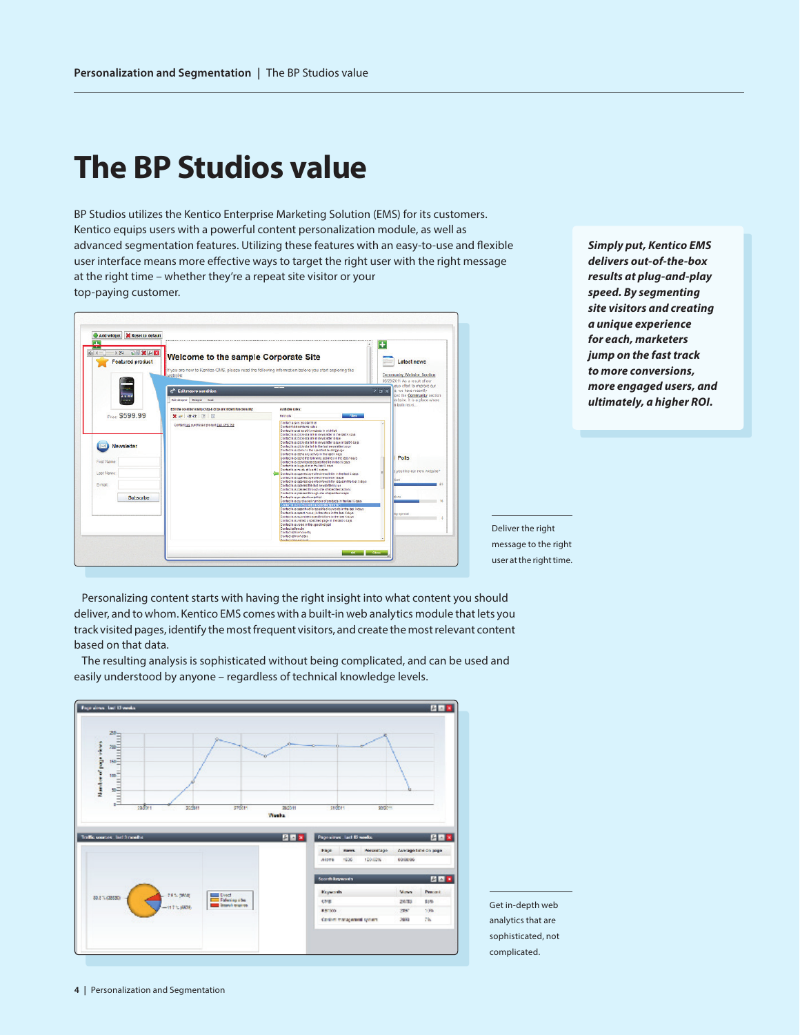# The BP Studios value

BP Studios utilizes the Kentico Enterprise Marketing Solution (EMS) for its customers. Kentico equips users with a powerful content personalization module, as well as advanced segmentation features. Utilizing these features with an easy-to-use and flexible user interface means more effective ways to target the right user with the right message at the right time – whether they're a repeat site visitor or your top-paying customer.

***Simply put, Kentico EMS delivers out-of-the-box results at plug-and-play speed. By segmenting site visitors and creating a unique experience for each, marketers jump on the fast track to more conversions, more engaged users, and ultimately, a higher ROI.***

Deliver the right message to the right user at the right time.

Personalizing content starts with having the right insight into what content you should deliver, and to whom. Kentico EMS comes with a built-in web analytics module that lets you track visited pages, identify the most frequent visitors, and create the most relevant content based on that data.

The resulting analysis is sophisticated without being complicated, and can be used and easily understood by anyone – regardless of technical knowledge levels.

Get in-depth web analytics that are sophisticated, not complicated.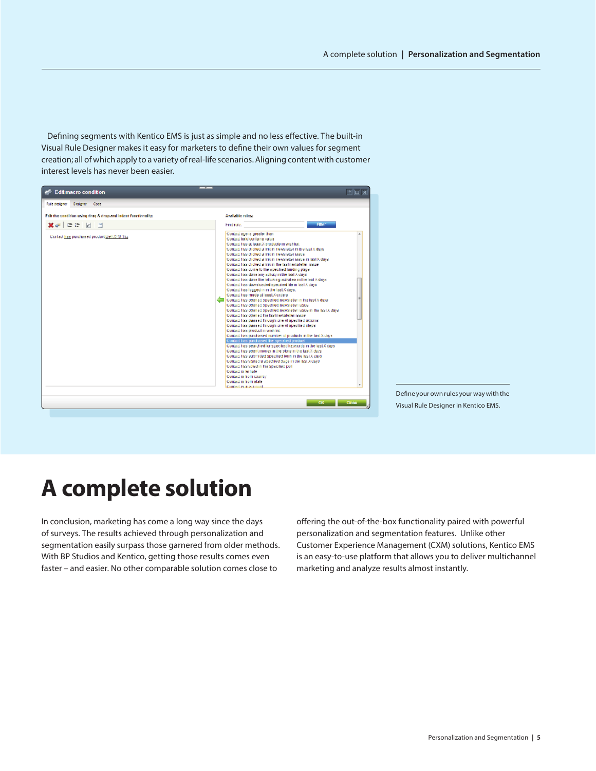Defining segments with Kentico EMS is just as simple and no less effective. The built-in Visual Rule Designer makes it easy for marketers to define their own values for segment creation; all of which apply to a variety of real-life scenarios. Aligning content with customer interest levels has never been easier.

Define your own rules your way with the Visual Rule Designer in Kentico EMS.

# A complete solution

In conclusion, marketing has come a long way since the days of surveys. The results achieved through personalization and segmentation easily surpass those garnered from older methods. With BP Studios and Kentico, getting those results comes even faster – and easier. No other comparable solution comes close to offering the out-of-the-box functionality paired with powerful personalization and segmentation features. Unlike other Customer Experience Management (CXM) solutions, Kentico EMS is an easy-to-use platform that allows you to deliver multichannel marketing and analyze results almost instantly.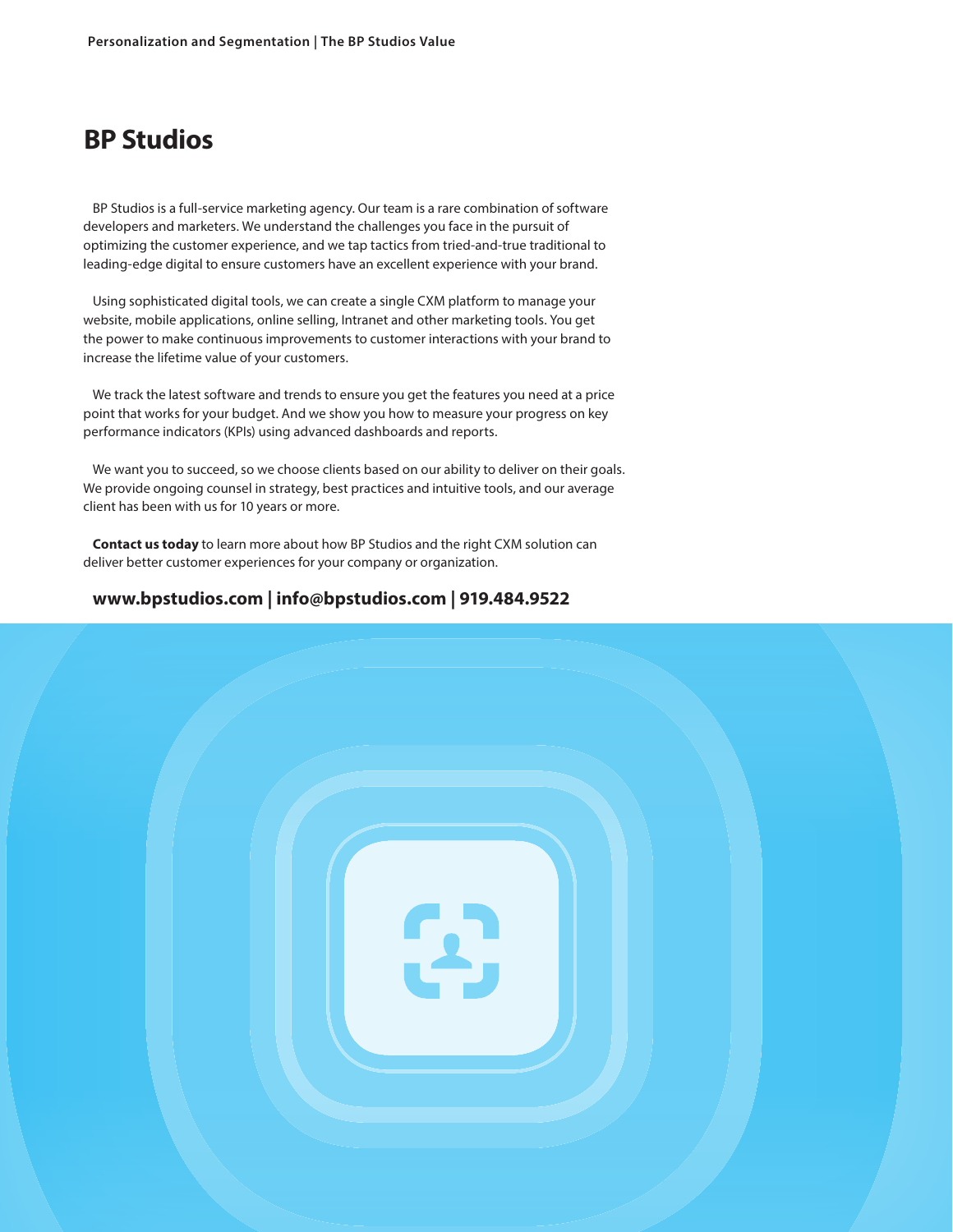# BP Studios

BP Studios is a full-service marketing agency. Our team is a rare combination of software developers and marketers. We understand the challenges you face in the pursuit of optimizing the customer experience, and we tap tactics from tried-and-true traditional to leading-edge digital to ensure customers have an excellent experience with your brand.

Using sophisticated digital tools, we can create a single CXM platform to manage your website, mobile applications, online selling, Intranet and other marketing tools. You get the power to make continuous improvements to customer interactions with your brand to increase the lifetime value of your customers.

We track the latest software and trends to ensure you get the features you need at a price point that works for your budget. And we show you how to measure your progress on key performance indicators (KPIs) using advanced dashboards and reports.

We want you to succeed, so we choose clients based on our ability to deliver on their goals. We provide ongoing counsel in strategy, best practices and intuitive tools, and our average client has been with us for 10 years or more.

**Contact us today** to learn more about how BP Studios and the right CXM solution can deliver better customer experiences for your company or organization.

**www.bpstudios.com | info@bpstudios.com | 919.484.9522**